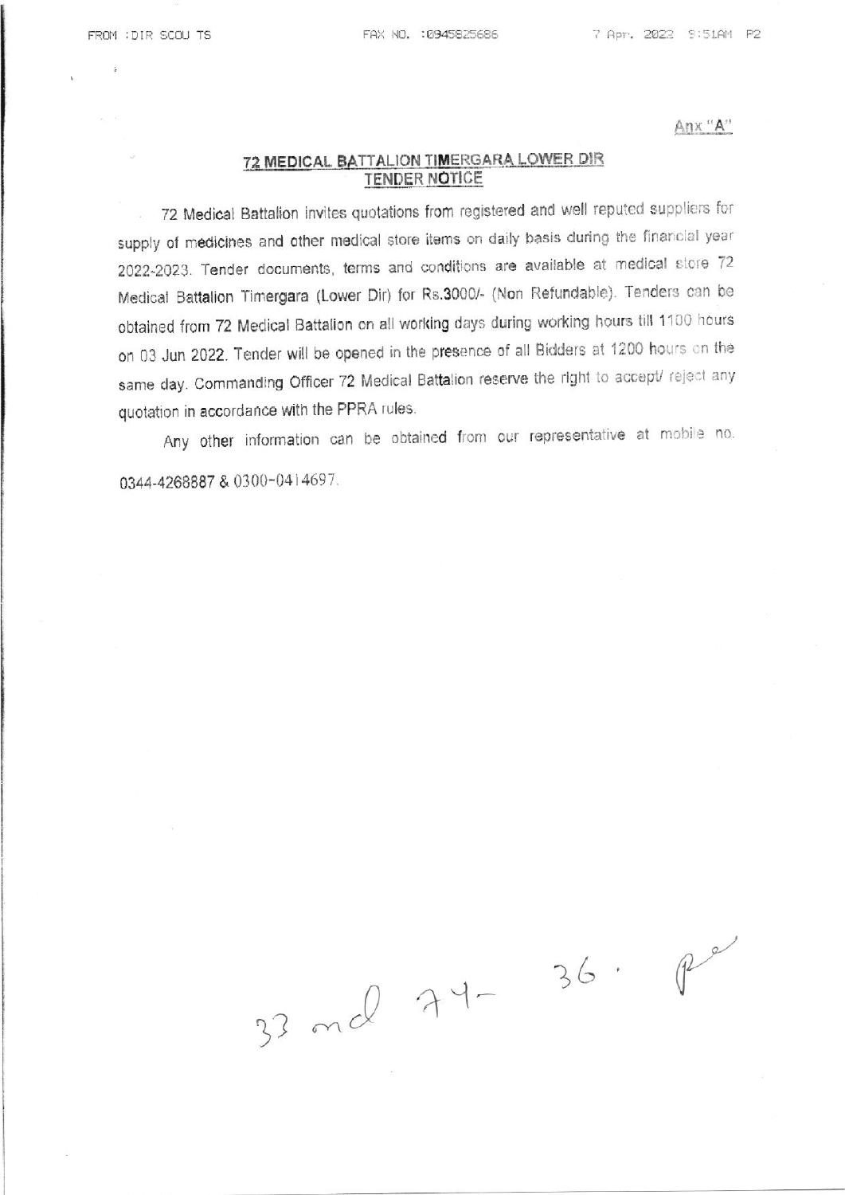Anx "A"

## 72 MEDICAL BATTALION TIMERGARA LOWER DIR
## TENDER NOTICE

72 Medical Battalion invites quotations from registered and well reputed suppliers for supply of medicines and other medical store items on daily basis during the financial year 2022-2023. Tender documents, terms and conditions are available at medical store 72 Medical Battalion Timergara (Lower Dir) for Rs.3000/- (Non Refundable). Tenders can be obtained from 72 Medical Battalion on all working days during working hours till 1100 hours on 03 Jun 2022. Tender will be opened in the presence of all Bidders at 1200 hours on the same day. Commanding Officer 72 Medical Battalion reserve the right to accept/ reject any quotation in accordance with the PPRA rules.

Any other information can be obtained from our representative at mobile no. 0344-4268887 & 0300-0414697.

33 md 74- 36.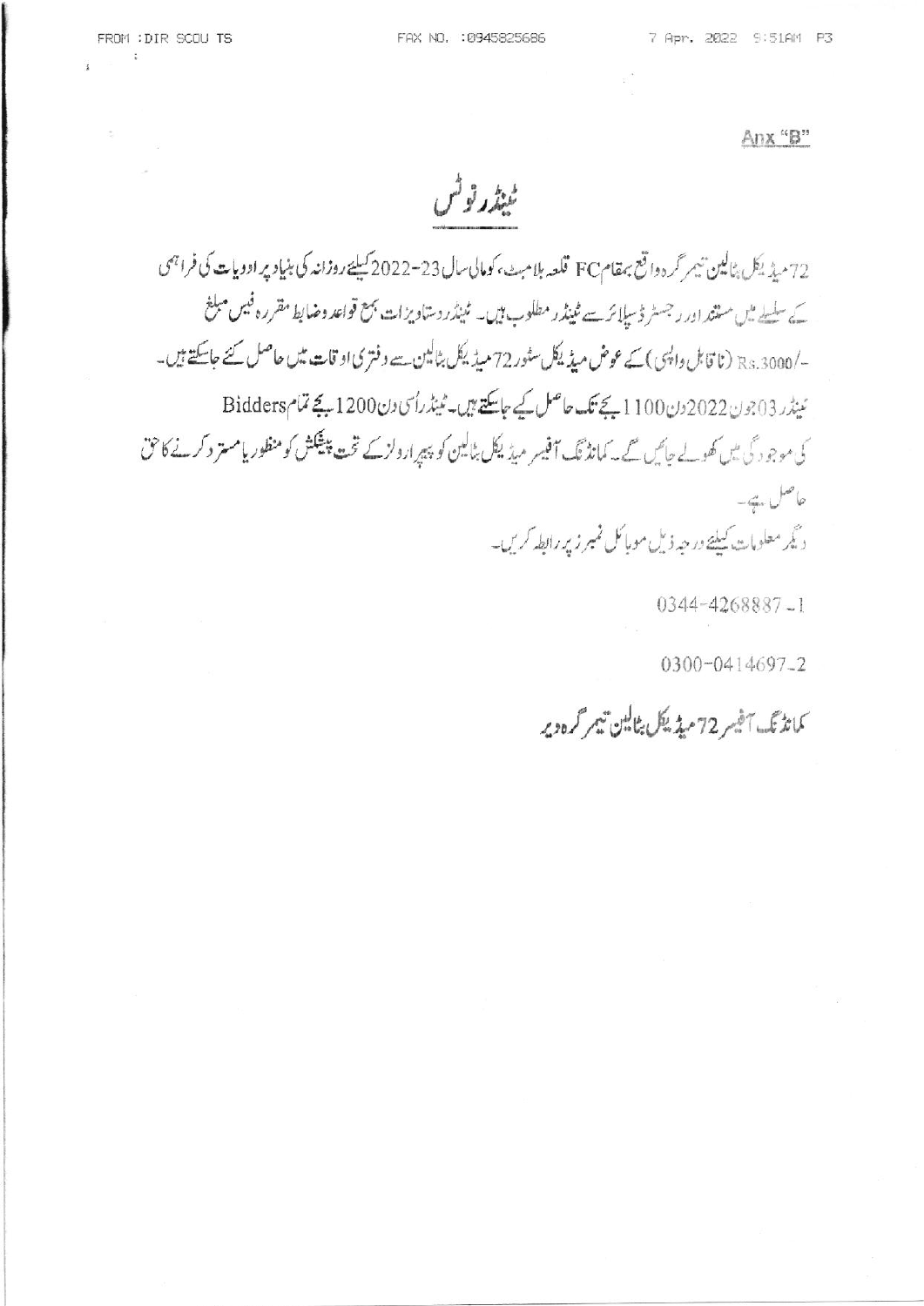Anx "B"

# ٹینڈر نوٹس

72 میڈیکل بٹالین تیمر گرہ واقع بمقام FC قلعہ بلامبٹ، کومالی سال 23-2022 کیلئے روزانہ کی بنیاد پر ادویات کی فراہمی کے سلسلے میں مستند اور رجسٹرڈ سپلائر سے ٹینڈر مطلوب ہیں۔ ٹینڈر دستاویزات بمع قواعد وضوابط مقررہ فیس مبلغ -/Rs.3000 (ناقابل واپسی) کے عوض میڈیکل سٹور 72 میڈیکل بٹالین سے دفتری اوقات میں حاصل کئے جاسکتے ہیں۔ ٹینڈر 03 جون 2022 دن 1100 بجے تک حاصل کیے جاسکتے ہیں۔ ٹینڈر اُسی دن 1200 بجے تمام Bidders کی موجودگی میں کھولے جائیں گے۔ کمانڈنگ آفیسر میڈیکل بٹالین کو پیپرا رولز کے تحت پیشکش کو منظور یا مسترد کرنے کا حق حاصل ہے۔

دیگر معلومات کیلئے درجہ ذیل موبائل نمبرز پر رابطہ کریں۔

0344-4268887 -1

0300-0414697-2

کمانڈنگ آفیسر 72 میڈیکل بٹالین تیمر گرہ دیر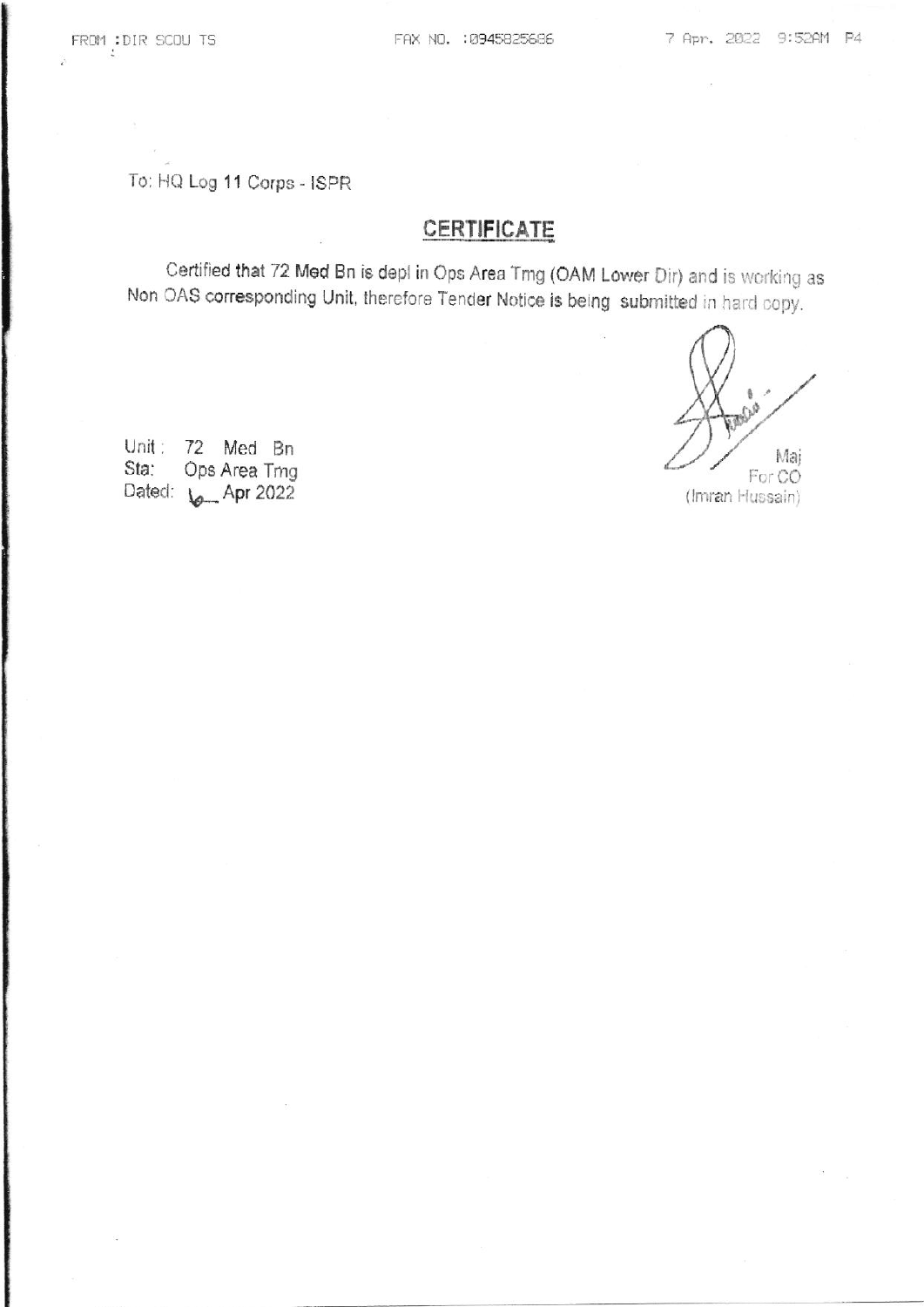To: HQ Log 11 Corps - ISPR

## CERTIFICATE

Certified that 72 Med Bn is depl in Ops Area Tmg (OAM Lower Dir) and is working as Non OAS corresponding Unit, therefore Tender Notice is being submitted in hard copy.

Maj
For CO
(Imran Hussain)

Unit: 72 Med Bn
Sta: Ops Area Tmg
Dated: 6 Apr 2022